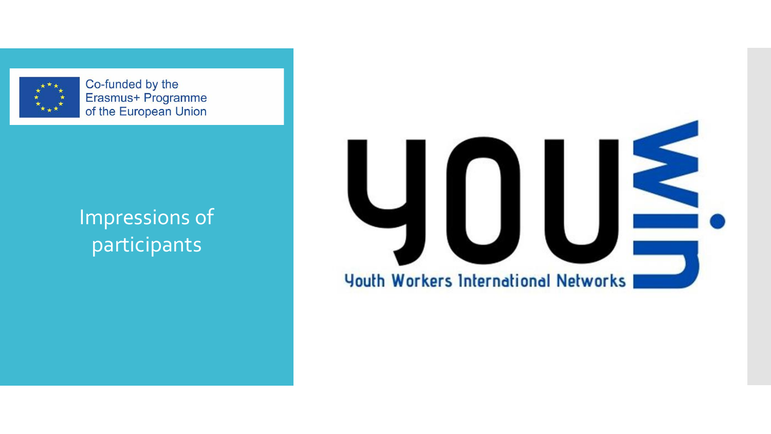Co-funded by the Erasmus+ Programme of the European Union

# Impressions of participants

YOUWIN

Youth Workers International Networks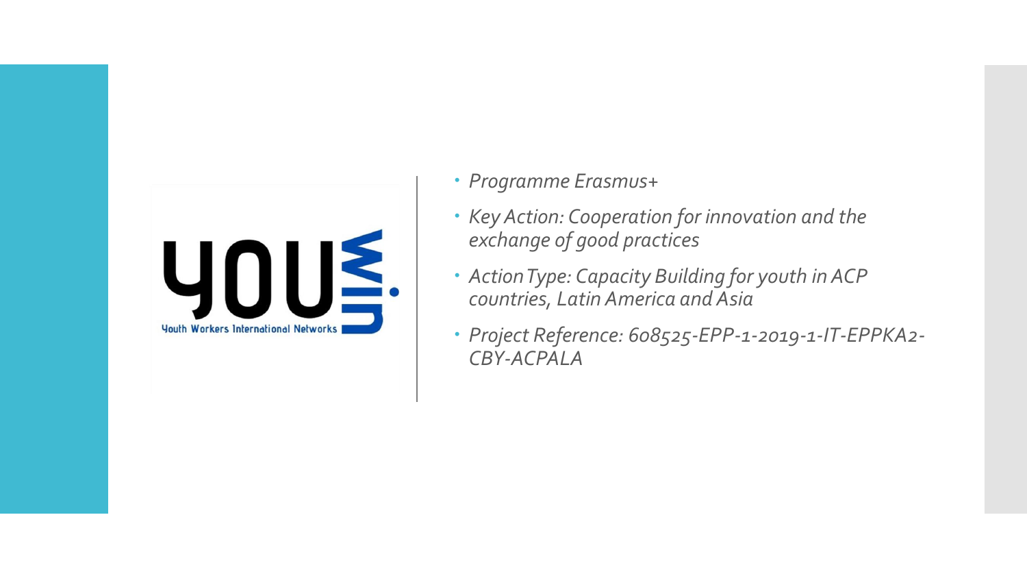YOUwin
Youth Workers International Networks

- *Programme Erasmus+*
- *Key Action: Cooperation for innovation and the exchange of good practices*
- *Action Type: Capacity Building for youth in ACP countries, Latin America and Asia*
- *Project Reference: 608525-EPP-1-2019-1-IT-EPPKA2-CBY-ACPALA*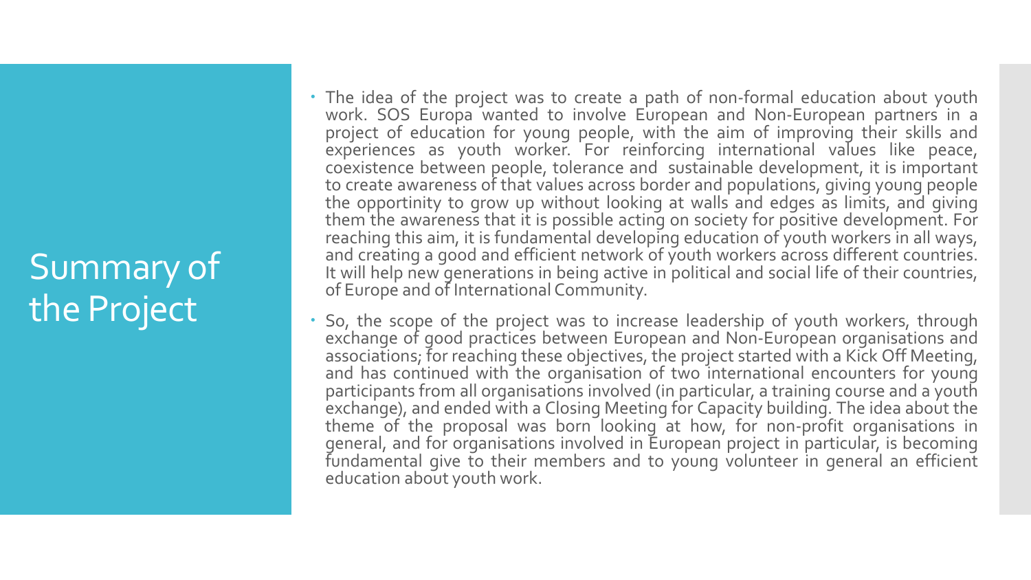# Summary of the Project

- The idea of the project was to create a path of non-formal education about youth work. SOS Europa wanted to involve European and Non-European partners in a project of education for young people, with the aim of improving their skills and experiences as youth worker. For reinforcing international values like peace, coexistence between people, tolerance and sustainable development, it is important to create awareness of that values across border and populations, giving young people the opportintity to grow up without looking at walls and edges as limits, and giving them the awareness that it is possible acting on society for positive development. For reaching this aim, it is fundamental developing education of youth workers in all ways, and creating a good and efficient network of youth workers across different countries. It will help new generations in being active in political and social life of their countries, of Europe and of International Community.
- So, the scope of the project was to increase leadership of youth workers, through exchange of good practices between European and Non-European organisations and associations; for reaching these objectives, the project started with a Kick Off Meeting, and has continued with the organisation of two international encounters for young participants from all organisations involved (in particular, a training course and a youth exchange), and ended with a Closing Meeting for Capacity building. The idea about the theme of the proposal was born looking at how, for non-profit organisations in general, and for organisations involved in European project in particular, is becoming fundamental give to their members and to young volunteer in general an efficient education about youth work.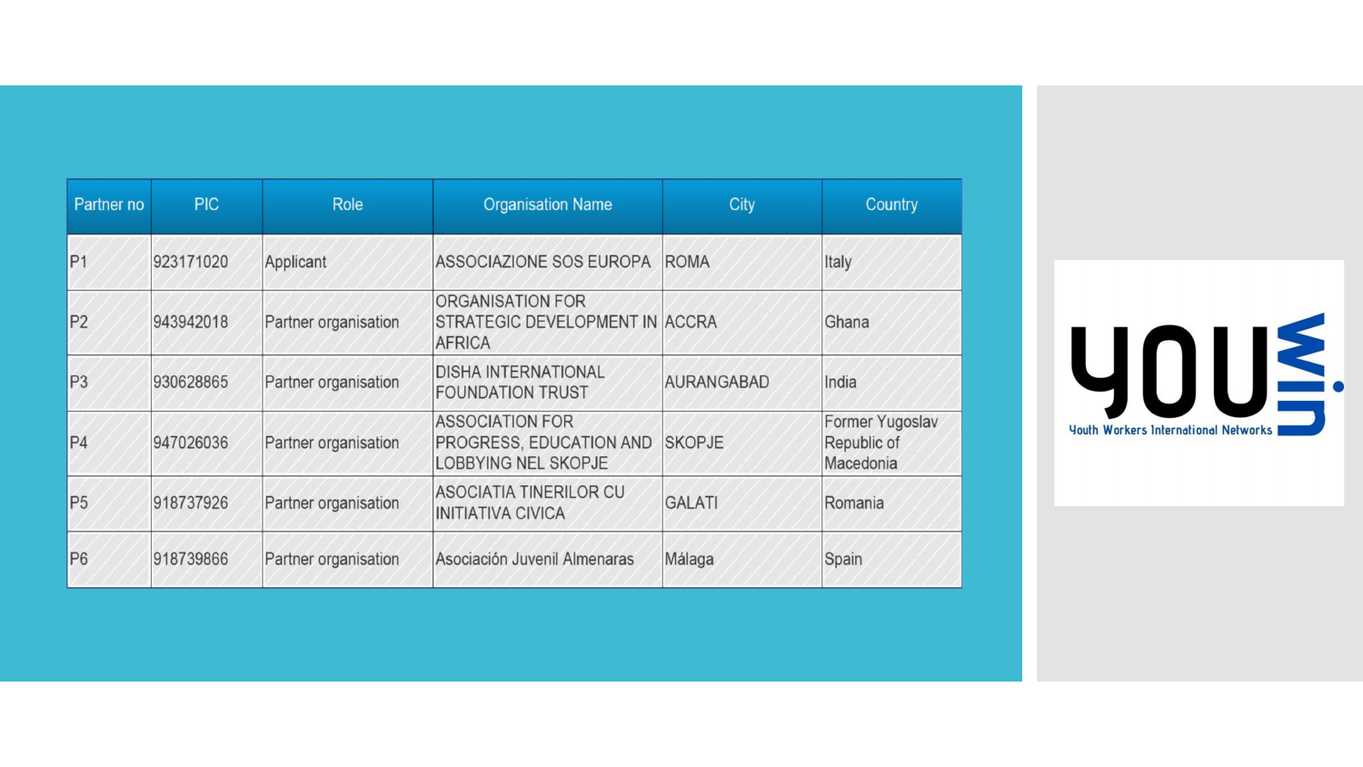| Partner no | PIC | Role | Organisation Name | City | Country |
|---|---|---|---|---|---|
| P1 | 923171020 | Applicant | ASSOCIAZIONE SOS EUROPA | ROMA | Italy |
| P2 | 943942018 | Partner organisation | ORGANISATION FOR STRATEGIC DEVELOPMENT IN AFRICA | ACCRA | Ghana |
| P3 | 930628865 | Partner organisation | DISHA INTERNATIONAL FOUNDATION TRUST | AURANGABAD | India |
| P4 | 947026036 | Partner organisation | ASSOCIATION FOR PROGRESS, EDUCATION AND LOBBYING NEL SKOPJE | SKOPJE | Former Yugoslav Republic of Macedonia |
| P5 | 918737926 | Partner organisation | ASOCIATIA TINERILOR CU INITIATIVA CIVICA | GALATI | Romania |
| P6 | 918739866 | Partner organisation | Asociación Juvenil Almenaras | Málaga | Spain |

YOUWIN.

Youth Workers International Networks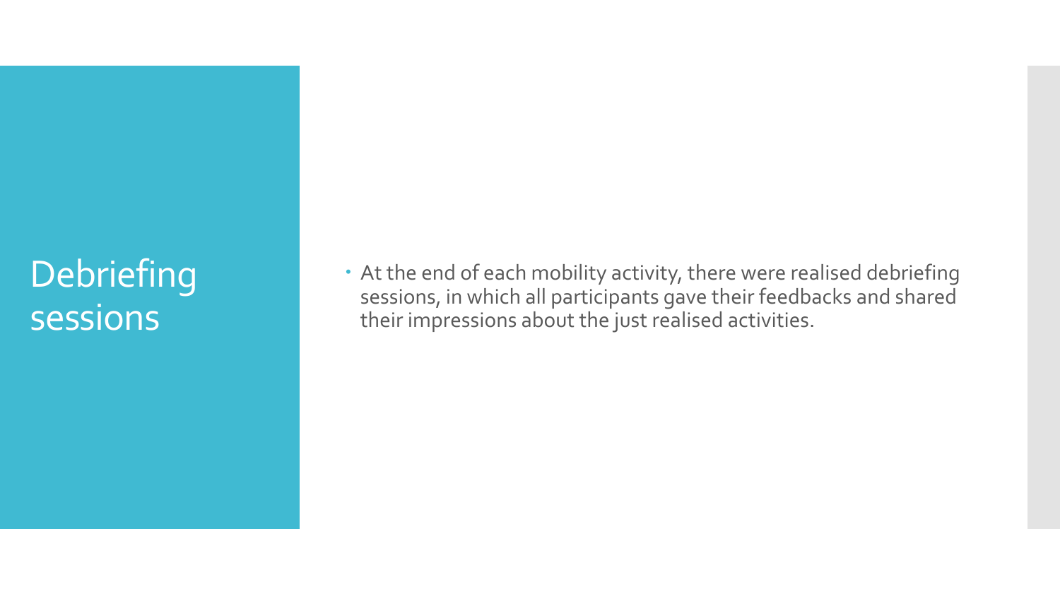# Debriefing sessions

- At the end of each mobility activity, there were realised debriefing sessions, in which all participants gave their feedbacks and shared their impressions about the just realised activities.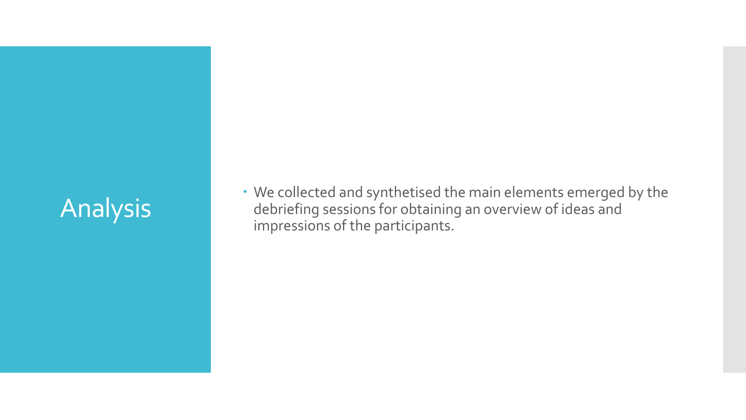# Analysis

- We collected and synthetised the main elements emerged by the debriefing sessions for obtaining an overview of ideas and impressions of the participants.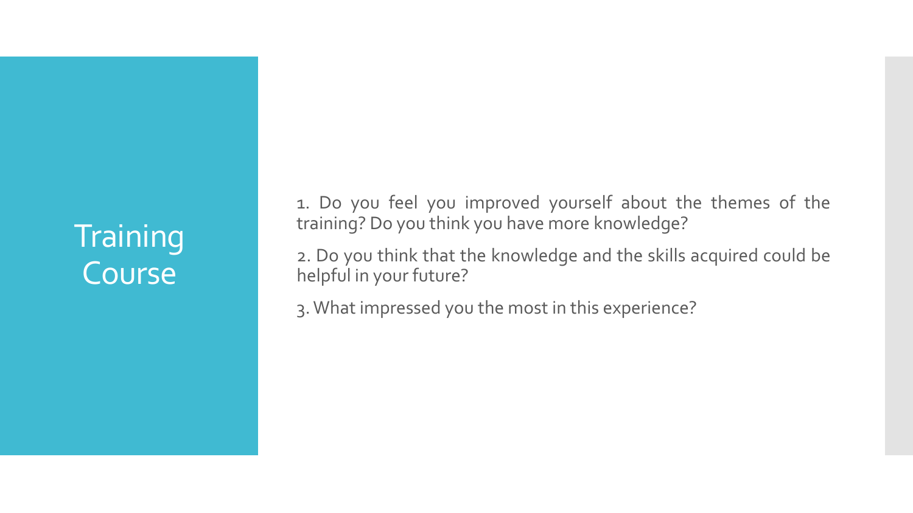# Training Course

1. Do you feel you improved yourself about the themes of the training? Do you think you have more knowledge?

2. Do you think that the knowledge and the skills acquired could be helpful in your future?

3. What impressed you the most in this experience?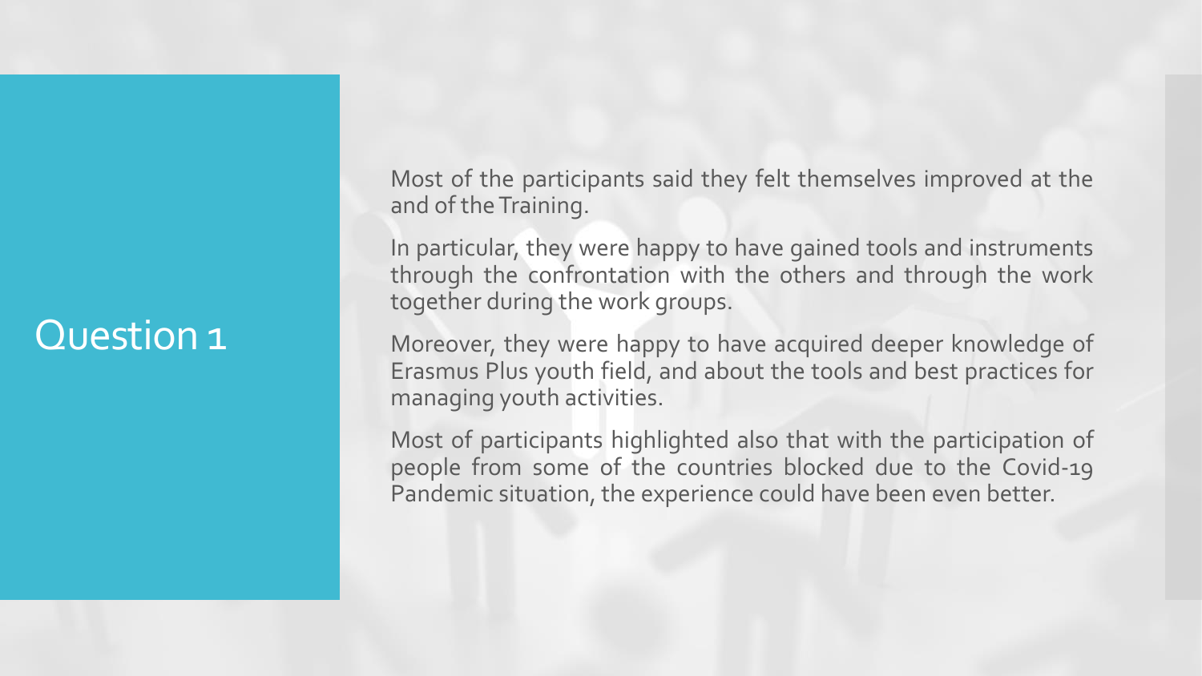# Question 1

Most of the participants said they felt themselves improved at the and of the Training.

In particular, they were happy to have gained tools and instruments through the confrontation with the others and through the work together during the work groups.

Moreover, they were happy to have acquired deeper knowledge of Erasmus Plus youth field, and about the tools and best practices for managing youth activities.

Most of participants highlighted also that with the participation of people from some of the countries blocked due to the Covid-19 Pandemic situation, the experience could have been even better.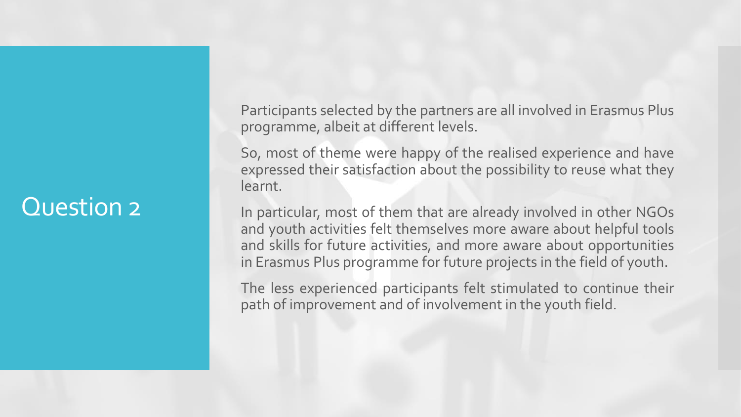# Question 2

Participants selected by the partners are all involved in Erasmus Plus programme, albeit at different levels.

So, most of theme were happy of the realised experience and have expressed their satisfaction about the possibility to reuse what they learnt.

In particular, most of them that are already involved in other NGOs and youth activities felt themselves more aware about helpful tools and skills for future activities, and more aware about opportunities in Erasmus Plus programme for future projects in the field of youth.

The less experienced participants felt stimulated to continue their path of improvement and of involvement in the youth field.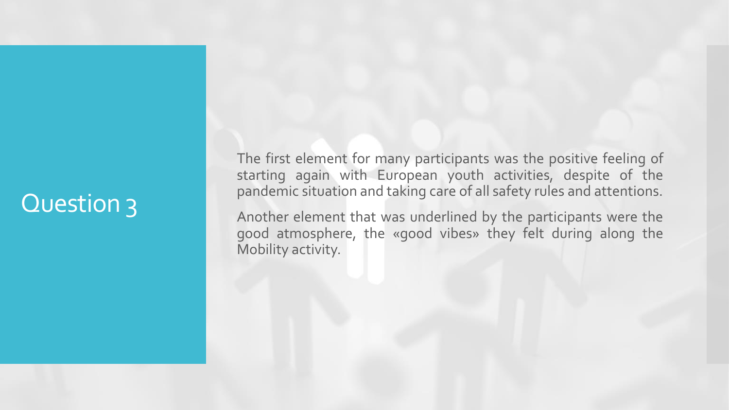# Question 3

The first element for many participants was the positive feeling of starting again with European youth activities, despite of the pandemic situation and taking care of all safety rules and attentions.

Another element that was underlined by the participants were the good atmosphere, the «good vibes» they felt during along the Mobility activity.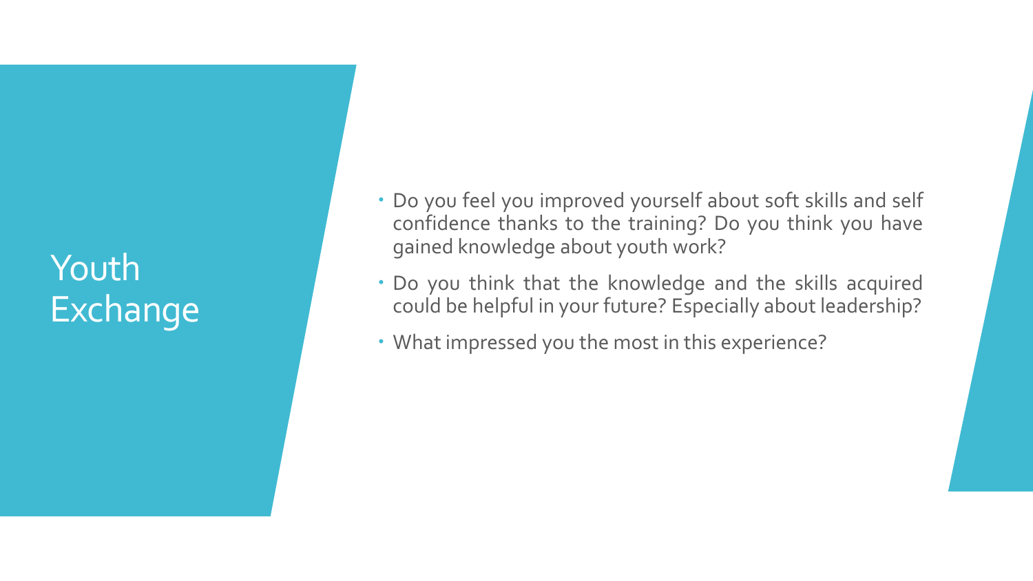# Youth Exchange

- Do you feel you improved yourself about soft skills and self confidence thanks to the training? Do you think you have gained knowledge about youth work?
- Do you think that the knowledge and the skills acquired could be helpful in your future? Especially about leadership?
- What impressed you the most in this experience?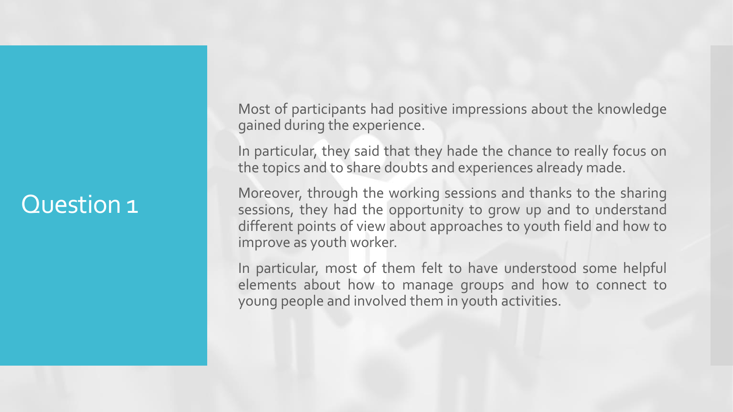# Question 1

Most of participants had positive impressions about the knowledge gained during the experience.

In particular, they said that they hade the chance to really focus on the topics and to share doubts and experiences already made.

Moreover, through the working sessions and thanks to the sharing sessions, they had the opportunity to grow up and to understand different points of view about approaches to youth field and how to improve as youth worker.

In particular, most of them felt to have understood some helpful elements about how to manage groups and how to connect to young people and involved them in youth activities.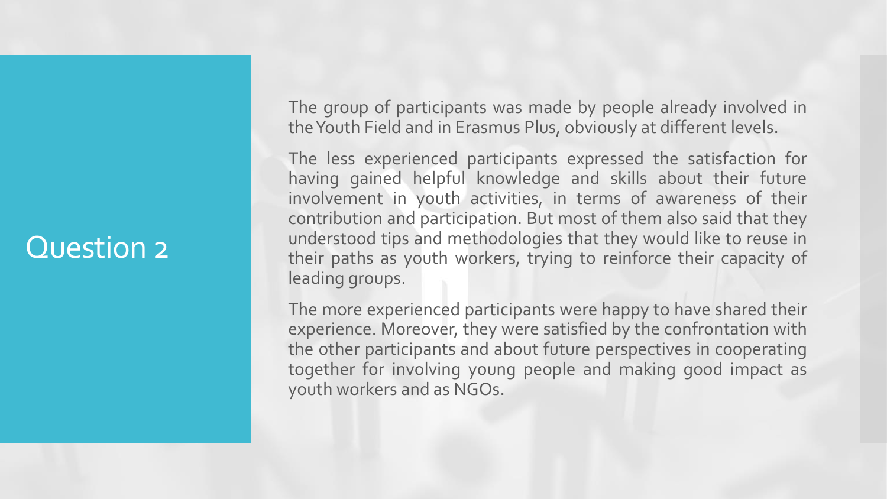# Question 2

The group of participants was made by people already involved in the Youth Field and in Erasmus Plus, obviously at different levels.

The less experienced participants expressed the satisfaction for having gained helpful knowledge and skills about their future involvement in youth activities, in terms of awareness of their contribution and participation. But most of them also said that they understood tips and methodologies that they would like to reuse in their paths as youth workers, trying to reinforce their capacity of leading groups.

The more experienced participants were happy to have shared their experience. Moreover, they were satisfied by the confrontation with the other participants and about future perspectives in cooperating together for involving young people and making good impact as youth workers and as NGOs.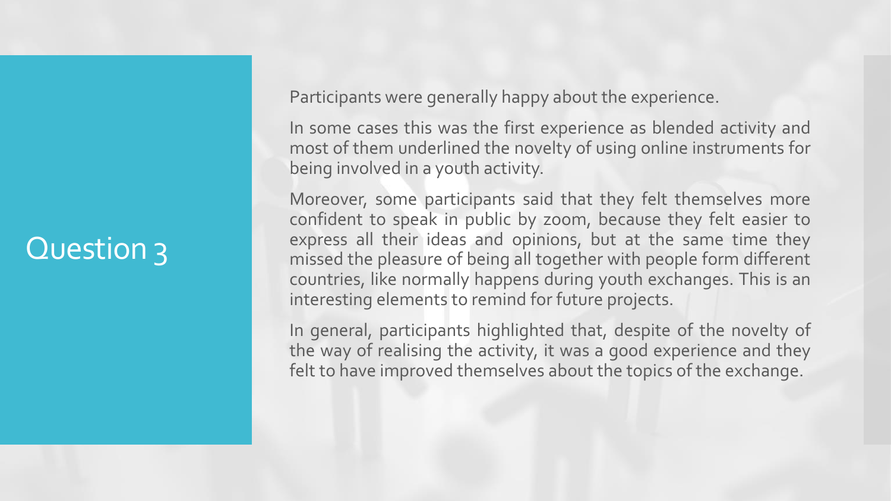# Question 3

Participants were generally happy about the experience.

In some cases this was the first experience as blended activity and most of them underlined the novelty of using online instruments for being involved in a youth activity.

Moreover, some participants said that they felt themselves more confident to speak in public by zoom, because they felt easier to express all their ideas and opinions, but at the same time they missed the pleasure of being all together with people form different countries, like normally happens during youth exchanges. This is an interesting elements to remind for future projects.

In general, participants highlighted that, despite of the novelty of the way of realising the activity, it was a good experience and they felt to have improved themselves about the topics of the exchange.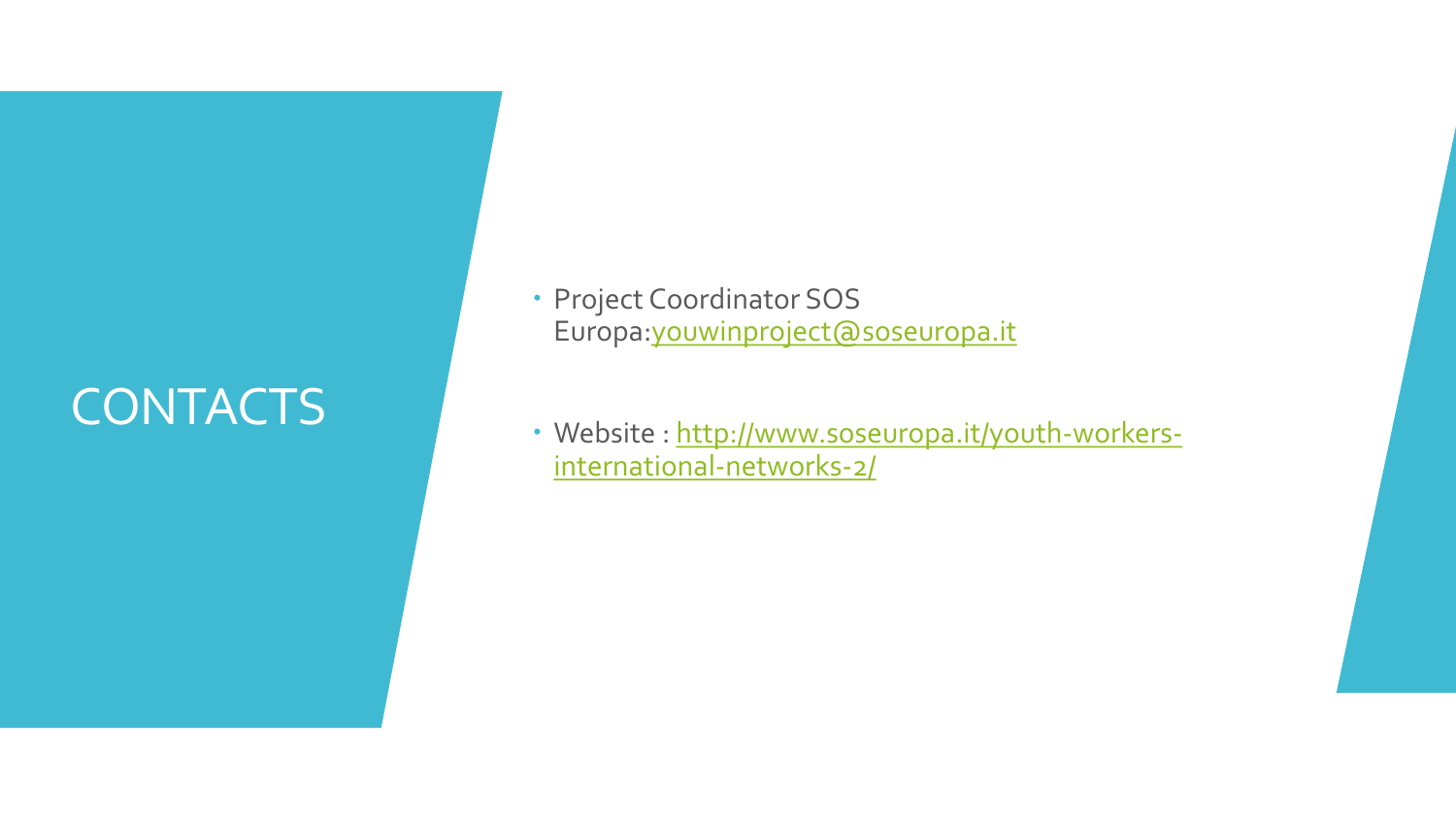# CONTACTS

- Project Coordinator SOS Europa:youwinproject@soseuropa.it
- Website : http://www.soseuropa.it/youth-workers-international-networks-2/